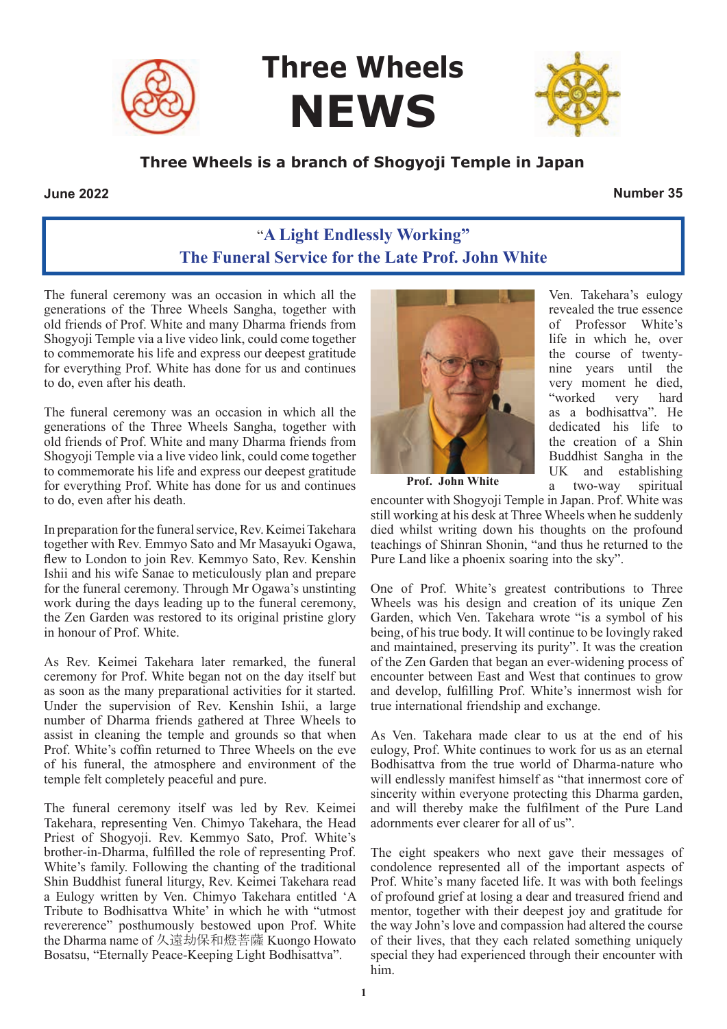# Three Wheels NEWS

**Three Wheels is a branch of Shogyoji Temple in Japan**

**June 2022** **Number 35**

## "A Light Endlessly Working"
## The Funeral Service for the Late Prof. John White

The funeral ceremony was an occasion in which all the generations of the Three Wheels Sangha, together with old friends of Prof. White and many Dharma friends from Shogyoji Temple via a live video link, could come together to commemorate his life and express our deepest gratitude for everything Prof. White has done for us and continues to do, even after his death.

The funeral ceremony was an occasion in which all the generations of the Three Wheels Sangha, together with old friends of Prof. White and many Dharma friends from Shogyoji Temple via a live video link, could come together to commemorate his life and express our deepest gratitude for everything Prof. White has done for us and continues to do, even after his death.

In preparation for the funeral service, Rev. Keimei Takehara together with Rev. Emmyo Sato and Mr Masayuki Ogawa, flew to London to join Rev. Kemmyo Sato, Rev. Kenshin Ishii and his wife Sanae to meticulously plan and prepare for the funeral ceremony. Through Mr Ogawa's unstinting work during the days leading up to the funeral ceremony, the Zen Garden was restored to its original pristine glory in honour of Prof. White.

As Rev. Keimei Takehara later remarked, the funeral ceremony for Prof. White began not on the day itself but as soon as the many preparational activities for it started. Under the supervision of Rev. Kenshin Ishii, a large number of Dharma friends gathered at Three Wheels to assist in cleaning the temple and grounds so that when Prof. White's coffin returned to Three Wheels on the eve of his funeral, the atmosphere and environment of the temple felt completely peaceful and pure.

The funeral ceremony itself was led by Rev. Keimei Takehara, representing Ven. Chimyo Takehara, the Head Priest of Shogyoji. Rev. Kemmyo Sato, Prof. White's brother-in-Dharma, fulfilled the role of representing Prof. White's family. Following the chanting of the traditional Shin Buddhist funeral liturgy, Rev. Keimei Takehara read a Eulogy written by Ven. Chimyo Takehara entitled 'A Tribute to Bodhisattva White' in which he with "utmost reverernce" posthumously bestowed upon Prof. White the Dharma name of 久遠劫保和燈菩薩 Kuongo Howato Bosatsu, "Eternally Peace-Keeping Light Bodhisattva".

**Prof. John White**

Ven. Takehara's eulogy revealed the true essence of Professor White's life in which he, over the course of twenty-nine years until the very moment he died, "worked very hard as a bodhisattva". He dedicated his life to the creation of a Shin Buddhist Sangha in the UK and establishing a two-way spiritual encounter with Shogyoji Temple in Japan. Prof. White was still working at his desk at Three Wheels when he suddenly died whilst writing down his thoughts on the profound teachings of Shinran Shonin, "and thus he returned to the Pure Land like a phoenix soaring into the sky".

One of Prof. White's greatest contributions to Three Wheels was his design and creation of its unique Zen Garden, which Ven. Takehara wrote "is a symbol of his being, of his true body. It will continue to be lovingly raked and maintained, preserving its purity". It was the creation of the Zen Garden that began an ever-widening process of encounter between East and West that continues to grow and develop, fulfilling Prof. White's innermost wish for true international friendship and exchange.

As Ven. Takehara made clear to us at the end of his eulogy, Prof. White continues to work for us as an eternal Bodhisattva from the true world of Dharma-nature who will endlessly manifest himself as "that innermost core of sincerity within everyone protecting this Dharma garden, and will thereby make the fulfilment of the Pure Land adornments ever clearer for all of us".

The eight speakers who next gave their messages of condolence represented all of the important aspects of Prof. White's many faceted life. It was with both feelings of profound grief at losing a dear and treasured friend and mentor, together with their deepest joy and gratitude for the way John's love and compassion had altered the course of their lives, that they each related something uniquely special they had experienced through their encounter with him.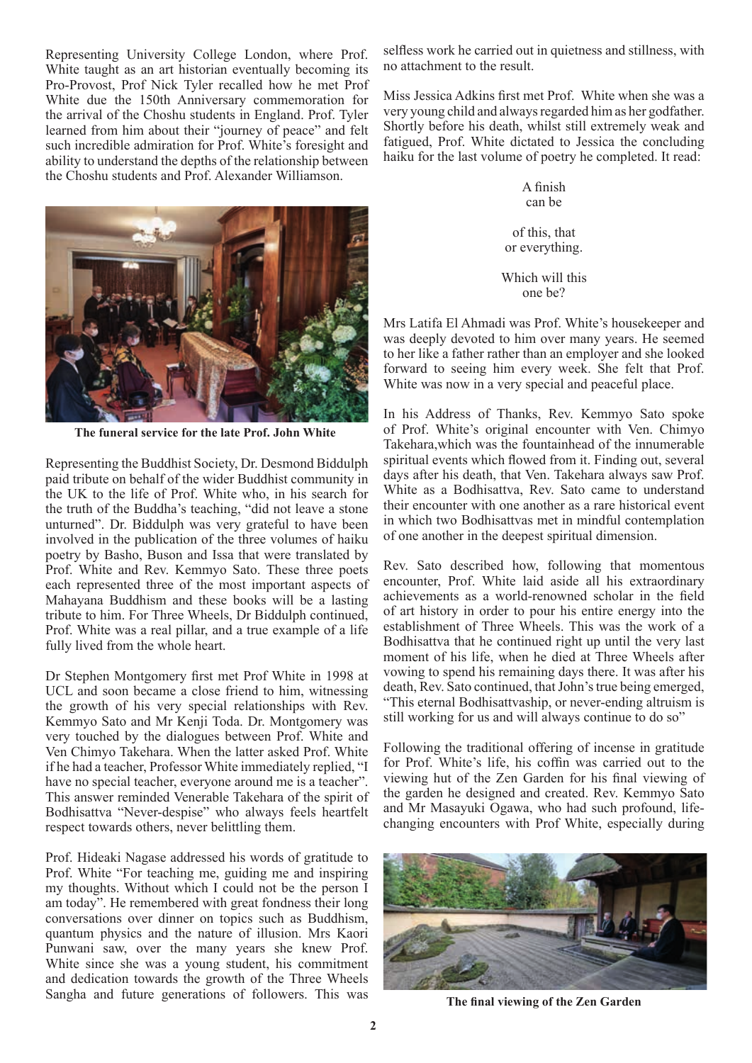Representing University College London, where Prof. White taught as an art historian eventually becoming its Pro-Provost, Prof Nick Tyler recalled how he met Prof White due the 150th Anniversary commemoration for the arrival of the Choshu students in England. Prof. Tyler learned from him about their "journey of peace" and felt such incredible admiration for Prof. White's foresight and ability to understand the depths of the relationship between the Choshu students and Prof. Alexander Williamson.

**The funeral service for the late Prof. John White**

Representing the Buddhist Society, Dr. Desmond Biddulph paid tribute on behalf of the wider Buddhist community in the UK to the life of Prof. White who, in his search for the truth of the Buddha's teaching, "did not leave a stone unturned". Dr. Biddulph was very grateful to have been involved in the publication of the three volumes of haiku poetry by Basho, Buson and Issa that were translated by Prof. White and Rev. Kemmyo Sato. These three poets each represented three of the most important aspects of Mahayana Buddhism and these books will be a lasting tribute to him. For Three Wheels, Dr Biddulph continued, Prof. White was a real pillar, and a true example of a life fully lived from the whole heart.

Dr Stephen Montgomery first met Prof White in 1998 at UCL and soon became a close friend to him, witnessing the growth of his very special relationships with Rev. Kemmyo Sato and Mr Kenji Toda. Dr. Montgomery was very touched by the dialogues between Prof. White and Ven Chimyo Takehara. When the latter asked Prof. White if he had a teacher, Professor White immediately replied, "I have no special teacher, everyone around me is a teacher". This answer reminded Venerable Takehara of the spirit of Bodhisattva "Never-despise" who always feels heartfelt respect towards others, never belittling them.

Prof. Hideaki Nagase addressed his words of gratitude to Prof. White "For teaching me, guiding me and inspiring my thoughts. Without which I could not be the person I am today". He remembered with great fondness their long conversations over dinner on topics such as Buddhism, quantum physics and the nature of illusion. Mrs Kaori Punwani saw, over the many years she knew Prof. White since she was a young student, his commitment and dedication towards the growth of the Three Wheels Sangha and future generations of followers. This was selfless work he carried out in quietness and stillness, with no attachment to the result.

Miss Jessica Adkins first met Prof. White when she was a very young child and always regarded him as her godfather. Shortly before his death, whilst still extremely weak and fatigued, Prof. White dictated to Jessica the concluding haiku for the last volume of poetry he completed. It read:

A finish  
can be

of this, that  
or everything.

Which will this  
one be?

Mrs Latifa El Ahmadi was Prof. White's housekeeper and was deeply devoted to him over many years. He seemed to her like a father rather than an employer and she looked forward to seeing him every week. She felt that Prof. White was now in a very special and peaceful place.

In his Address of Thanks, Rev. Kemmyo Sato spoke of Prof. White's original encounter with Ven. Chimyo Takehara,which was the fountainhead of the innumerable spiritual events which flowed from it. Finding out, several days after his death, that Ven. Takehara always saw Prof. White as a Bodhisattva, Rev. Sato came to understand their encounter with one another as a rare historical event in which two Bodhisattvas met in mindful contemplation of one another in the deepest spiritual dimension.

Rev. Sato described how, following that momentous encounter, Prof. White laid aside all his extraordinary achievements as a world-renowned scholar in the field of art history in order to pour his entire energy into the establishment of Three Wheels. This was the work of a Bodhisattva that he continued right up until the very last moment of his life, when he died at Three Wheels after vowing to spend his remaining days there. It was after his death, Rev. Sato continued, that John's true being emerged, "This eternal Bodhisattvaship, or never-ending altruism is still working for us and will always continue to do so"

Following the traditional offering of incense in gratitude for Prof. White's life, his coffin was carried out to the viewing hut of the Zen Garden for his final viewing of the garden he designed and created. Rev. Kemmyo Sato and Mr Masayuki Ogawa, who had such profound, life-changing encounters with Prof White, especially during

**The final viewing of the Zen Garden**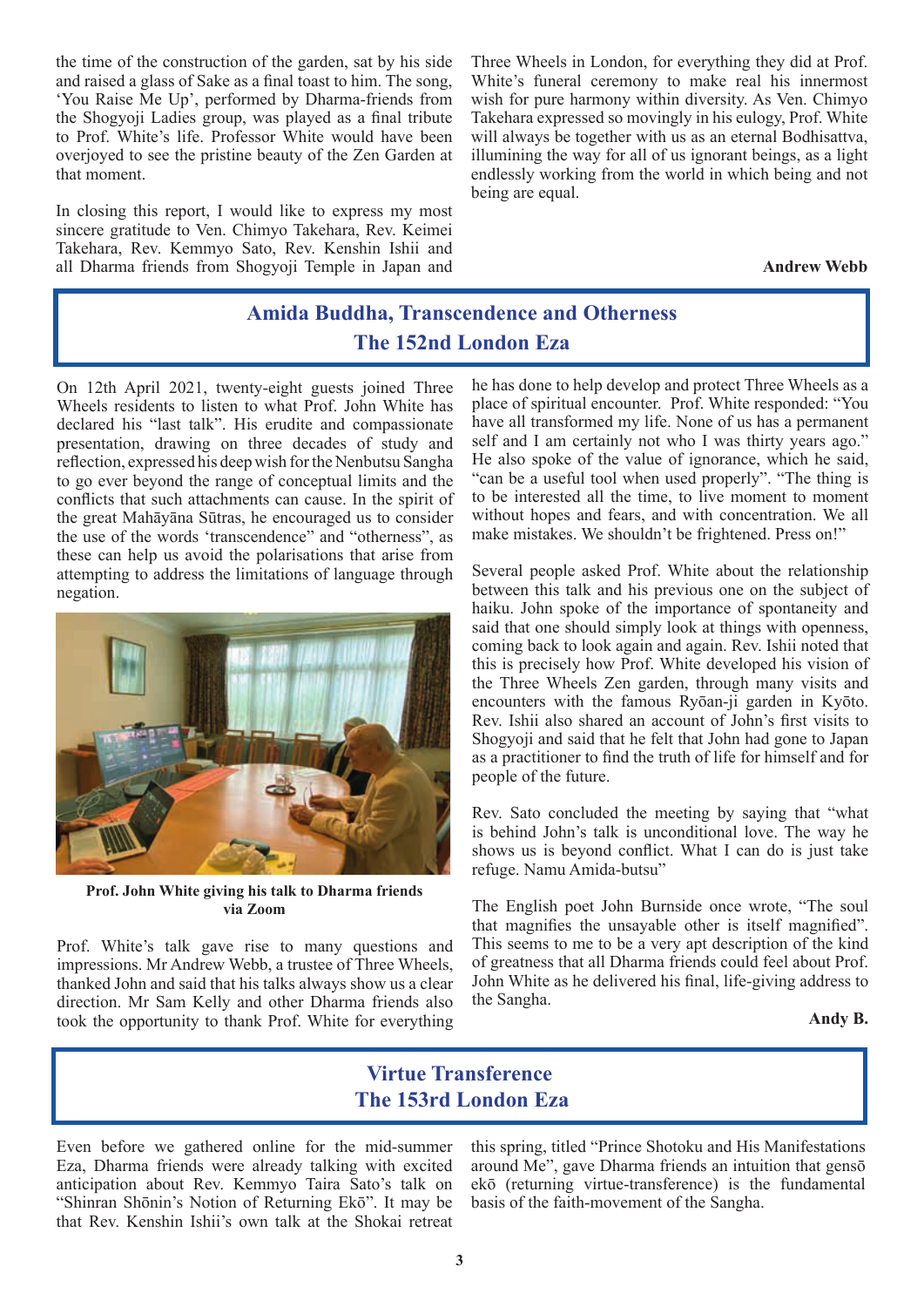the time of the construction of the garden, sat by his side and raised a glass of Sake as a final toast to him. The song, 'You Raise Me Up', performed by Dharma-friends from the Shogyoji Ladies group, was played as a final tribute to Prof. White's life. Professor White would have been overjoyed to see the pristine beauty of the Zen Garden at that moment.

In closing this report, I would like to express my most sincere gratitude to Ven. Chimyo Takehara, Rev. Keimei Takehara, Rev. Kemmyo Sato, Rev. Kenshin Ishii and all Dharma friends from Shogyoji Temple in Japan and Three Wheels in London, for everything they did at Prof. White's funeral ceremony to make real his innermost wish for pure harmony within diversity. As Ven. Chimyo Takehara expressed so movingly in his eulogy, Prof. White will always be together with us as an eternal Bodhisattva, illumining the way for all of us ignorant beings, as a light endlessly working from the world in which being and not being are equal.

**Andrew Webb**

## Amida Buddha, Transcendence and Otherness
## The 152nd London Eza

On 12th April 2021, twenty-eight guests joined Three Wheels residents to listen to what Prof. John White has declared his "last talk". His erudite and compassionate presentation, drawing on three decades of study and reflection, expressed his deep wish for the Nenbutsu Sangha to go ever beyond the range of conceptual limits and the conflicts that such attachments can cause. In the spirit of the great Mahāyāna Sūtras, he encouraged us to consider the use of the words 'transcendence" and "otherness", as these can help us avoid the polarisations that arise from attempting to address the limitations of language through negation.

**Prof. John White giving his talk to Dharma friends via Zoom**

Prof. White's talk gave rise to many questions and impressions. Mr Andrew Webb, a trustee of Three Wheels, thanked John and said that his talks always show us a clear direction. Mr Sam Kelly and other Dharma friends also took the opportunity to thank Prof. White for everything he has done to help develop and protect Three Wheels as a place of spiritual encounter. Prof. White responded: "You have all transformed my life. None of us has a permanent self and I am certainly not who I was thirty years ago." He also spoke of the value of ignorance, which he said, "can be a useful tool when used properly". "The thing is to be interested all the time, to live moment to moment without hopes and fears, and with concentration. We all make mistakes. We shouldn't be frightened. Press on!"

Several people asked Prof. White about the relationship between this talk and his previous one on the subject of haiku. John spoke of the importance of spontaneity and said that one should simply look at things with openness, coming back to look again and again. Rev. Ishii noted that this is precisely how Prof. White developed his vision of the Three Wheels Zen garden, through many visits and encounters with the famous Ryōan-ji garden in Kyōto. Rev. Ishii also shared an account of John's first visits to Shogyoji and said that he felt that John had gone to Japan as a practitioner to find the truth of life for himself and for people of the future.

Rev. Sato concluded the meeting by saying that "what is behind John's talk is unconditional love. The way he shows us is beyond conflict. What I can do is just take refuge. Namu Amida-butsu"

The English poet John Burnside once wrote, "The soul that magnifies the unsayable other is itself magnified". This seems to me to be a very apt description of the kind of greatness that all Dharma friends could feel about Prof. John White as he delivered his final, life-giving address to the Sangha.

**Andy B.**

## Virtue Transference
## The 153rd London Eza

Even before we gathered online for the mid-summer Eza, Dharma friends were already talking with excited anticipation about Rev. Kemmyo Taira Sato's talk on "Shinran Shōnin's Notion of Returning Ekō". It may be that Rev. Kenshin Ishii's own talk at the Shokai retreat this spring, titled "Prince Shotoku and His Manifestations around Me", gave Dharma friends an intuition that gensō ekō (returning virtue-transference) is the fundamental basis of the faith-movement of the Sangha.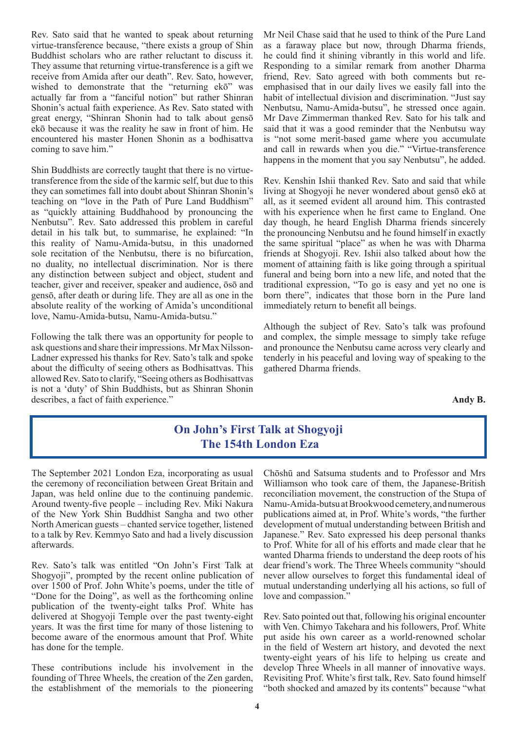Rev. Sato said that he wanted to speak about returning virtue-transference because, "there exists a group of Shin Buddhist scholars who are rather reluctant to discuss it. They assume that returning virtue-transference is a gift we receive from Amida after our death". Rev. Sato, however, wished to demonstrate that the "returning ekō" was actually far from a "fanciful notion" but rather Shinran Shonin's actual faith experience. As Rev. Sato stated with great energy, "Shinran Shonin had to talk about gensō ekō because it was the reality he saw in front of him. He encountered his master Honen Shonin as a bodhisattva coming to save him."

Shin Buddhists are correctly taught that there is no virtue-transference from the side of the karmic self, but due to this they can sometimes fall into doubt about Shinran Shonin's teaching on "love in the Path of Pure Land Buddhism" as "quickly attaining Buddhahood by pronouncing the Nenbutsu". Rev. Sato addressed this problem in careful detail in his talk but, to summarise, he explained: "In this reality of Namu-Amida-butsu, in this unadorned sole recitation of the Nenbutsu, there is no bifurcation, no duality, no intellectual discrimination. Nor is there any distinction between subject and object, student and teacher, giver and receiver, speaker and audience, ōsō and gensō, after death or during life. They are all as one in the absolute reality of the working of Amida's unconditional love, Namu-Amida-butsu, Namu-Amida-butsu."

Following the talk there was an opportunity for people to ask questions and share their impressions. Mr Max Nilsson-Ladner expressed his thanks for Rev. Sato's talk and spoke about the difficulty of seeing others as Bodhisattvas. This allowed Rev. Sato to clarify, "Seeing others as Bodhisattvas is not a 'duty' of Shin Buddhists, but as Shinran Shonin describes, a fact of faith experience."

Mr Neil Chase said that he used to think of the Pure Land as a faraway place but now, through Dharma friends, he could find it shining vibrantly in this world and life. Responding to a similar remark from another Dharma friend, Rev. Sato agreed with both comments but re-emphasised that in our daily lives we easily fall into the habit of intellectual division and discrimination. "Just say Nenbutsu, Namu-Amida-butsu", he stressed once again. Mr Dave Zimmerman thanked Rev. Sato for his talk and said that it was a good reminder that the Nenbutsu way is "not some merit-based game where you accumulate and call in rewards when you die." "Virtue-transference happens in the moment that you say Nenbutsu", he added.

Rev. Kenshin Ishii thanked Rev. Sato and said that while living at Shogyoji he never wondered about gensō ekō at all, as it seemed evident all around him. This contrasted with his experience when he first came to England. One day though, he heard English Dharma friends sincerely the pronouncing Nenbutsu and he found himself in exactly the same spiritual "place" as when he was with Dharma friends at Shogyoji. Rev. Ishii also talked about how the moment of attaining faith is like going through a spiritual funeral and being born into a new life, and noted that the traditional expression, "To go is easy and yet no one is born there", indicates that those born in the Pure land immediately return to benefit all beings.

Although the subject of Rev. Sato's talk was profound and complex, the simple message to simply take refuge and pronounce the Nenbutsu came across very clearly and tenderly in his peaceful and loving way of speaking to the gathered Dharma friends.

**Andy B.**

## On John's First Talk at Shogyoji
## The 154th London Eza

The September 2021 London Eza, incorporating as usual the ceremony of reconciliation between Great Britain and Japan, was held online due to the continuing pandemic. Around twenty-five people – including Rev. Miki Nakura of the New York Shin Buddhist Sangha and two other North American guests – chanted service together, listened to a talk by Rev. Kemmyo Sato and had a lively discussion afterwards.

Rev. Sato's talk was entitled "On John's First Talk at Shogyoji", prompted by the recent online publication of over 1500 of Prof. John White's poems, under the title of "Done for the Doing", as well as the forthcoming online publication of the twenty-eight talks Prof. White has delivered at Shogyoji Temple over the past twenty-eight years. It was the first time for many of those listening to become aware of the enormous amount that Prof. White has done for the temple.

These contributions include his involvement in the founding of Three Wheels, the creation of the Zen garden, the establishment of the memorials to the pioneering Chōshū and Satsuma students and to Professor and Mrs Williamson who took care of them, the Japanese-British reconciliation movement, the construction of the Stupa of Namu-Amida-butsu at Brookwood cemetery, and numerous publications aimed at, in Prof. White's words, "the further development of mutual understanding between British and Japanese." Rev. Sato expressed his deep personal thanks to Prof. White for all of his efforts and made clear that he wanted Dharma friends to understand the deep roots of his dear friend's work. The Three Wheels community "should never allow ourselves to forget this fundamental ideal of mutual understanding underlying all his actions, so full of love and compassion."

Rev. Sato pointed out that, following his original encounter with Ven. Chimyo Takehara and his followers, Prof. White put aside his own career as a world-renowned scholar in the field of Western art history, and devoted the next twenty-eight years of his life to helping us create and develop Three Wheels in all manner of innovative ways. Revisiting Prof. White's first talk, Rev. Sato found himself "both shocked and amazed by its contents" because "what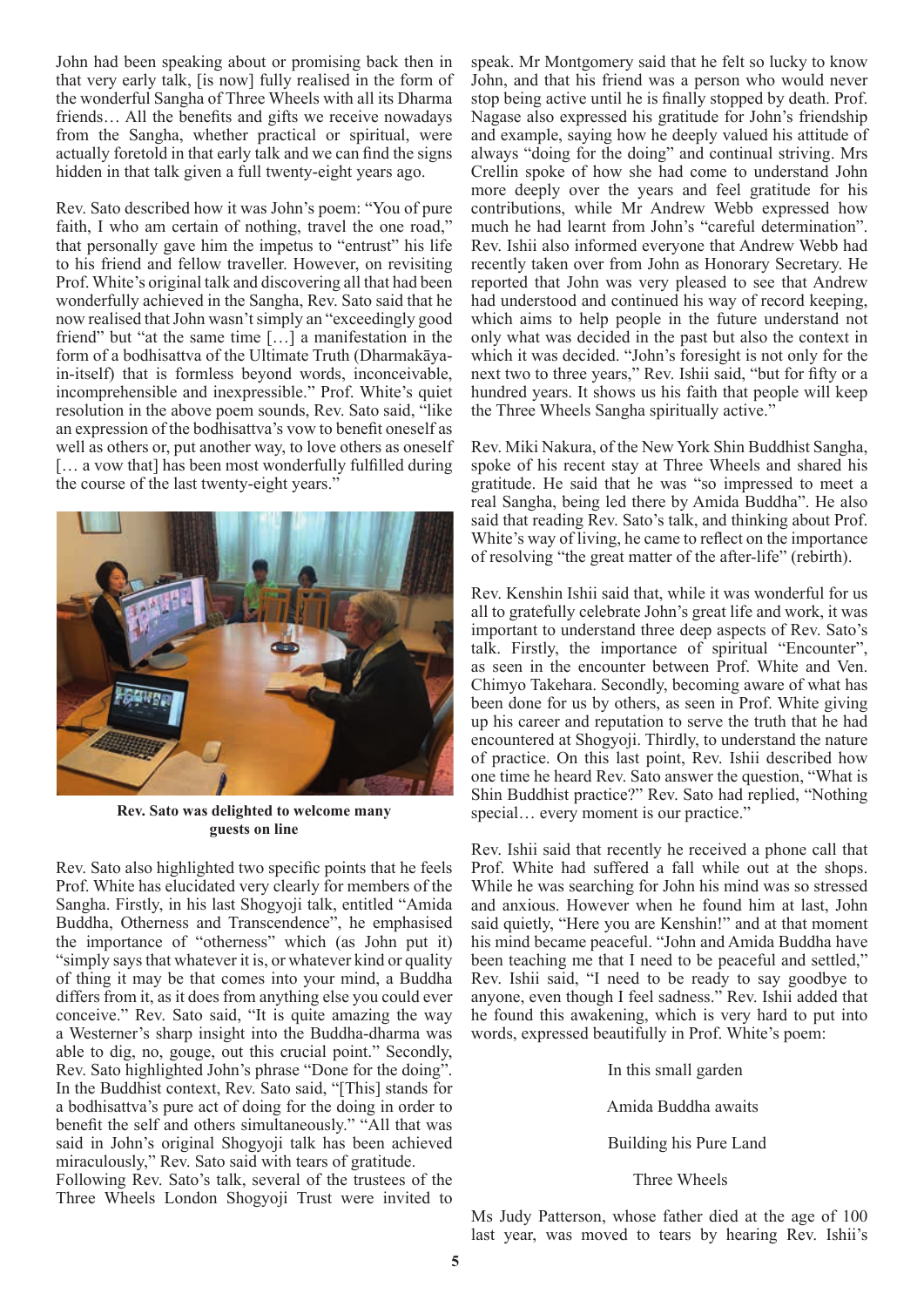John had been speaking about or promising back then in that very early talk, [is now] fully realised in the form of the wonderful Sangha of Three Wheels with all its Dharma friends… All the benefits and gifts we receive nowadays from the Sangha, whether practical or spiritual, were actually foretold in that early talk and we can find the signs hidden in that talk given a full twenty-eight years ago.

Rev. Sato described how it was John's poem: "You of pure faith, I who am certain of nothing, travel the one road," that personally gave him the impetus to "entrust" his life to his friend and fellow traveller. However, on revisiting Prof. White's original talk and discovering all that had been wonderfully achieved in the Sangha, Rev. Sato said that he now realised that John wasn't simply an "exceedingly good friend" but "at the same time […] a manifestation in the form of a bodhisattva of the Ultimate Truth (Dharmakāya-in-itself) that is formless beyond words, inconceivable, incomprehensible and inexpressible." Prof. White's quiet resolution in the above poem sounds, Rev. Sato said, "like an expression of the bodhisattva's vow to benefit oneself as well as others or, put another way, to love others as oneself [… a vow that] has been most wonderfully fulfilled during the course of the last twenty-eight years."

**Rev. Sato was delighted to welcome many guests on line**

Rev. Sato also highlighted two specific points that he feels Prof. White has elucidated very clearly for members of the Sangha. Firstly, in his last Shogyoji talk, entitled "Amida Buddha, Otherness and Transcendence", he emphasised the importance of "otherness" which (as John put it) "simply says that whatever it is, or whatever kind or quality of thing it may be that comes into your mind, a Buddha differs from it, as it does from anything else you could ever conceive." Rev. Sato said, "It is quite amazing the way a Westerner's sharp insight into the Buddha-dharma was able to dig, no, gouge, out this crucial point." Secondly, Rev. Sato highlighted John's phrase "Done for the doing". In the Buddhist context, Rev. Sato said, "[This] stands for a bodhisattva's pure act of doing for the doing in order to benefit the self and others simultaneously." "All that was said in John's original Shogyoji talk has been achieved miraculously," Rev. Sato said with tears of gratitude.
Following Rev. Sato's talk, several of the trustees of the Three Wheels London Shogyoji Trust were invited to speak. Mr Montgomery said that he felt so lucky to know John, and that his friend was a person who would never stop being active until he is finally stopped by death. Prof. Nagase also expressed his gratitude for John's friendship and example, saying how he deeply valued his attitude of always "doing for the doing" and continual striving. Mrs Crellin spoke of how she had come to understand John more deeply over the years and feel gratitude for his contributions, while Mr Andrew Webb expressed how much he had learnt from John's "careful determination". Rev. Ishii also informed everyone that Andrew Webb had recently taken over from John as Honorary Secretary. He reported that John was very pleased to see that Andrew had understood and continued his way of record keeping, which aims to help people in the future understand not only what was decided in the past but also the context in which it was decided. "John's foresight is not only for the next two to three years," Rev. Ishii said, "but for fifty or a hundred years. It shows us his faith that people will keep the Three Wheels Sangha spiritually active."

Rev. Miki Nakura, of the New York Shin Buddhist Sangha, spoke of his recent stay at Three Wheels and shared his gratitude. He said that he was "so impressed to meet a real Sangha, being led there by Amida Buddha". He also said that reading Rev. Sato's talk, and thinking about Prof. White's way of living, he came to reflect on the importance of resolving "the great matter of the after-life" (rebirth).

Rev. Kenshin Ishii said that, while it was wonderful for us all to gratefully celebrate John's great life and work, it was important to understand three deep aspects of Rev. Sato's talk. Firstly, the importance of spiritual "Encounter", as seen in the encounter between Prof. White and Ven. Chimyo Takehara. Secondly, becoming aware of what has been done for us by others, as seen in Prof. White giving up his career and reputation to serve the truth that he had encountered at Shogyoji. Thirdly, to understand the nature of practice. On this last point, Rev. Ishii described how one time he heard Rev. Sato answer the question, "What is Shin Buddhist practice?" Rev. Sato had replied, "Nothing special… every moment is our practice."

Rev. Ishii said that recently he received a phone call that Prof. White had suffered a fall while out at the shops. While he was searching for John his mind was so stressed and anxious. However when he found him at last, John said quietly, "Here you are Kenshin!" and at that moment his mind became peaceful. "John and Amida Buddha have been teaching me that I need to be peaceful and settled," Rev. Ishii said, "I need to be ready to say goodbye to anyone, even though I feel sadness." Rev. Ishii added that he found this awakening, which is very hard to put into words, expressed beautifully in Prof. White's poem:

In this small garden

Amida Buddha awaits

Building his Pure Land

Three Wheels

Ms Judy Patterson, whose father died at the age of 100 last year, was moved to tears by hearing Rev. Ishii's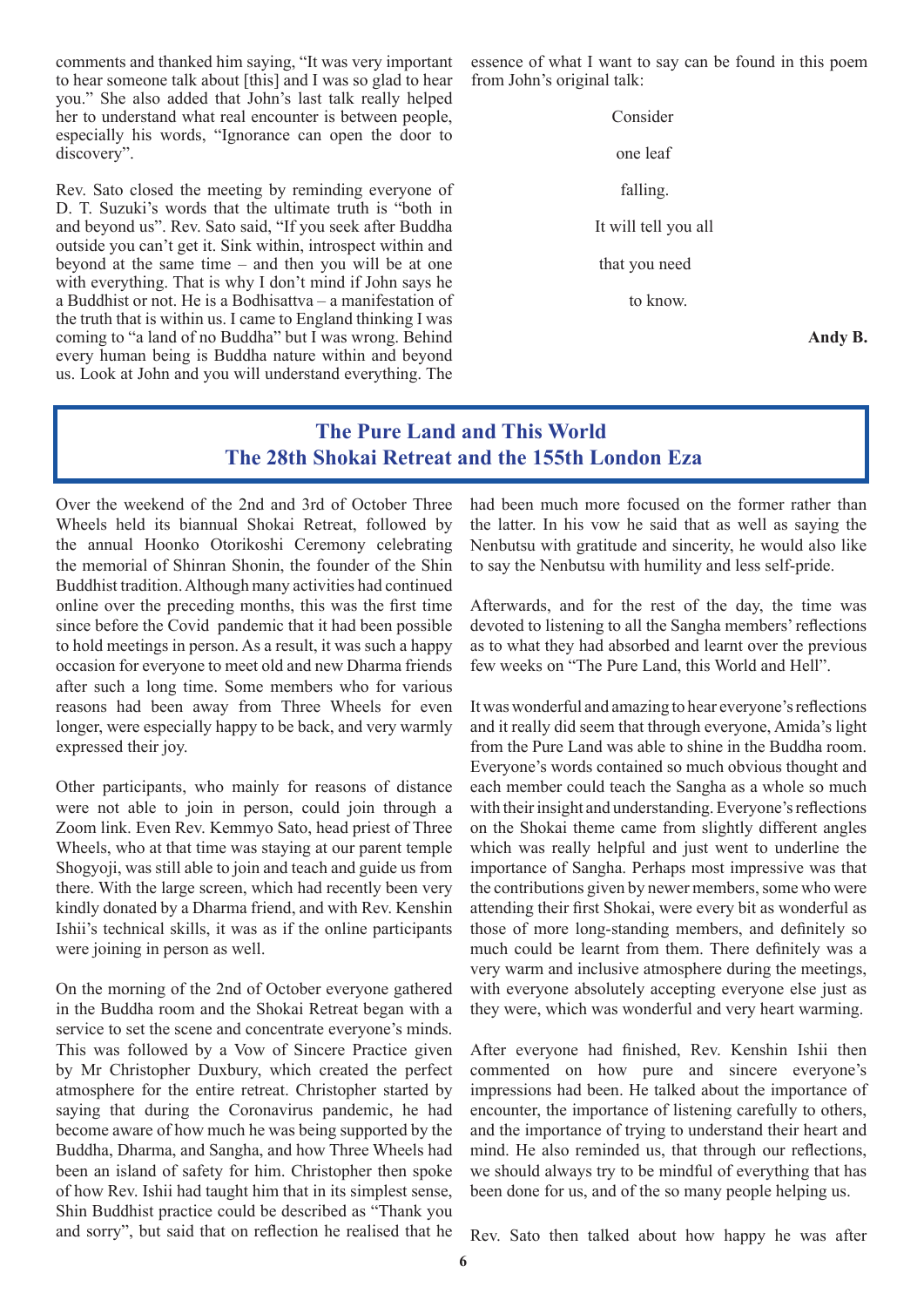comments and thanked him saying, "It was very important to hear someone talk about [this] and I was so glad to hear you." She also added that John's last talk really helped her to understand what real encounter is between people, especially his words, "Ignorance can open the door to discovery".

Rev. Sato closed the meeting by reminding everyone of D. T. Suzuki's words that the ultimate truth is "both in and beyond us". Rev. Sato said, "If you seek after Buddha outside you can't get it. Sink within, introspect within and beyond at the same time – and then you will be at one with everything. That is why I don't mind if John says he a Buddhist or not. He is a Bodhisattva – a manifestation of the truth that is within us. I came to England thinking I was coming to "a land of no Buddha" but I was wrong. Behind every human being is Buddha nature within and beyond us. Look at John and you will understand everything. The essence of what I want to say can be found in this poem from John's original talk:

Consider

one leaf

falling.

It will tell you all

that you need

to know.

**Andy B.**

## The Pure Land and This World
## The 28th Shokai Retreat and the 155th London Eza

Over the weekend of the 2nd and 3rd of October Three Wheels held its biannual Shokai Retreat, followed by the annual Hoonko Otorikoshi Ceremony celebrating the memorial of Shinran Shonin, the founder of the Shin Buddhist tradition. Although many activities had continued online over the preceding months, this was the first time since before the Covid pandemic that it had been possible to hold meetings in person. As a result, it was such a happy occasion for everyone to meet old and new Dharma friends after such a long time. Some members who for various reasons had been away from Three Wheels for even longer, were especially happy to be back, and very warmly expressed their joy.

Other participants, who mainly for reasons of distance were not able to join in person, could join through a Zoom link. Even Rev. Kemmyo Sato, head priest of Three Wheels, who at that time was staying at our parent temple Shogyoji, was still able to join and teach and guide us from there. With the large screen, which had recently been very kindly donated by a Dharma friend, and with Rev. Kenshin Ishii's technical skills, it was as if the online participants were joining in person as well.

On the morning of the 2nd of October everyone gathered in the Buddha room and the Shokai Retreat began with a service to set the scene and concentrate everyone's minds. This was followed by a Vow of Sincere Practice given by Mr Christopher Duxbury, which created the perfect atmosphere for the entire retreat. Christopher started by saying that during the Coronavirus pandemic, he had become aware of how much he was being supported by the Buddha, Dharma, and Sangha, and how Three Wheels had been an island of safety for him. Christopher then spoke of how Rev. Ishii had taught him that in its simplest sense, Shin Buddhist practice could be described as "Thank you and sorry", but said that on reflection he realised that he had been much more focused on the former rather than the latter. In his vow he said that as well as saying the Nenbutsu with gratitude and sincerity, he would also like to say the Nenbutsu with humility and less self-pride.

Afterwards, and for the rest of the day, the time was devoted to listening to all the Sangha members' reflections as to what they had absorbed and learnt over the previous few weeks on "The Pure Land, this World and Hell".

It was wonderful and amazing to hear everyone's reflections and it really did seem that through everyone, Amida's light from the Pure Land was able to shine in the Buddha room. Everyone's words contained so much obvious thought and each member could teach the Sangha as a whole so much with their insight and understanding. Everyone's reflections on the Shokai theme came from slightly different angles which was really helpful and just went to underline the importance of Sangha. Perhaps most impressive was that the contributions given by newer members, some who were attending their first Shokai, were every bit as wonderful as those of more long-standing members, and definitely so much could be learnt from them. There definitely was a very warm and inclusive atmosphere during the meetings, with everyone absolutely accepting everyone else just as they were, which was wonderful and very heart warming.

After everyone had finished, Rev. Kenshin Ishii then commented on how pure and sincere everyone's impressions had been. He talked about the importance of encounter, the importance of listening carefully to others, and the importance of trying to understand their heart and mind. He also reminded us, that through our reflections, we should always try to be mindful of everything that has been done for us, and of the so many people helping us.

Rev. Sato then talked about how happy he was after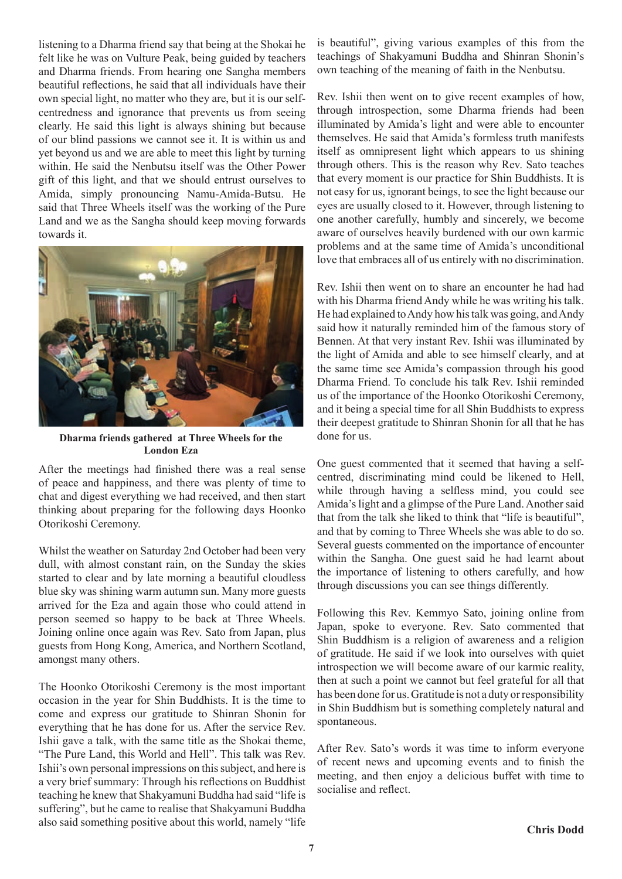listening to a Dharma friend say that being at the Shokai he felt like he was on Vulture Peak, being guided by teachers and Dharma friends. From hearing one Sangha members beautiful reflections, he said that all individuals have their own special light, no matter who they are, but it is our self-centredness and ignorance that prevents us from seeing clearly. He said this light is always shining but because of our blind passions we cannot see it. It is within us and yet beyond us and we are able to meet this light by turning within. He said the Nenbutsu itself was the Other Power gift of this light, and that we should entrust ourselves to Amida, simply pronouncing Namu-Amida-Butsu. He said that Three Wheels itself was the working of the Pure Land and we as the Sangha should keep moving forwards towards it.

**Dharma friends gathered at Three Wheels for the London Eza**

After the meetings had finished there was a real sense of peace and happiness, and there was plenty of time to chat and digest everything we had received, and then start thinking about preparing for the following days Hoonko Otorikoshi Ceremony.

Whilst the weather on Saturday 2nd October had been very dull, with almost constant rain, on the Sunday the skies started to clear and by late morning a beautiful cloudless blue sky was shining warm autumn sun. Many more guests arrived for the Eza and again those who could attend in person seemed so happy to be back at Three Wheels. Joining online once again was Rev. Sato from Japan, plus guests from Hong Kong, America, and Northern Scotland, amongst many others.

The Hoonko Otorikoshi Ceremony is the most important occasion in the year for Shin Buddhists. It is the time to come and express our gratitude to Shinran Shonin for everything that he has done for us. After the service Rev. Ishii gave a talk, with the same title as the Shokai theme, "The Pure Land, this World and Hell". This talk was Rev. Ishii's own personal impressions on this subject, and here is a very brief summary: Through his reflections on Buddhist teaching he knew that Shakyamuni Buddha had said "life is suffering", but he came to realise that Shakyamuni Buddha also said something positive about this world, namely "life is beautiful", giving various examples of this from the teachings of Shakyamuni Buddha and Shinran Shonin's own teaching of the meaning of faith in the Nenbutsu.

Rev. Ishii then went on to give recent examples of how, through introspection, some Dharma friends had been illuminated by Amida's light and were able to encounter themselves. He said that Amida's formless truth manifests itself as omnipresent light which appears to us shining through others. This is the reason why Rev. Sato teaches that every moment is our practice for Shin Buddhists. It is not easy for us, ignorant beings, to see the light because our eyes are usually closed to it. However, through listening to one another carefully, humbly and sincerely, we become aware of ourselves heavily burdened with our own karmic problems and at the same time of Amida's unconditional love that embraces all of us entirely with no discrimination.

Rev. Ishii then went on to share an encounter he had had with his Dharma friend Andy while he was writing his talk. He had explained to Andy how his talk was going, and Andy said how it naturally reminded him of the famous story of Bennen. At that very instant Rev. Ishii was illuminated by the light of Amida and able to see himself clearly, and at the same time see Amida's compassion through his good Dharma Friend. To conclude his talk Rev. Ishii reminded us of the importance of the Hoonko Otorikoshi Ceremony, and it being a special time for all Shin Buddhists to express their deepest gratitude to Shinran Shonin for all that he has done for us.

One guest commented that it seemed that having a self-centred, discriminating mind could be likened to Hell, while through having a selfless mind, you could see Amida's light and a glimpse of the Pure Land. Another said that from the talk she liked to think that "life is beautiful", and that by coming to Three Wheels she was able to do so. Several guests commented on the importance of encounter within the Sangha. One guest said he had learnt about the importance of listening to others carefully, and how through discussions you can see things differently.

Following this Rev. Kemmyo Sato, joining online from Japan, spoke to everyone. Rev. Sato commented that Shin Buddhism is a religion of awareness and a religion of gratitude. He said if we look into ourselves with quiet introspection we will become aware of our karmic reality, then at such a point we cannot but feel grateful for all that has been done for us. Gratitude is not a duty or responsibility in Shin Buddhism but is something completely natural and spontaneous.

After Rev. Sato's words it was time to inform everyone of recent news and upcoming events and to finish the meeting, and then enjoy a delicious buffet with time to socialise and reflect.

**Chris Dodd**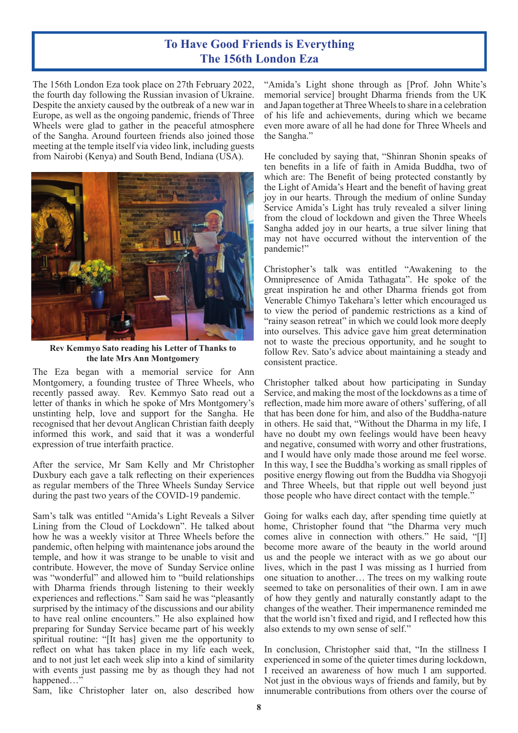# To Have Good Friends is Everything
# The 156th London Eza

The 156th London Eza took place on 27th February 2022, the fourth day following the Russian invasion of Ukraine. Despite the anxiety caused by the outbreak of a new war in Europe, as well as the ongoing pandemic, friends of Three Wheels were glad to gather in the peaceful atmosphere of the Sangha. Around fourteen friends also joined those meeting at the temple itself via video link, including guests from Nairobi (Kenya) and South Bend, Indiana (USA).

**Rev Kemmyo Sato reading his Letter of Thanks to the late Mrs Ann Montgomery**

The Eza began with a memorial service for Ann Montgomery, a founding trustee of Three Wheels, who recently passed away. Rev. Kemmyo Sato read out a letter of thanks in which he spoke of Mrs Montgomery's unstinting help, love and support for the Sangha. He recognised that her devout Anglican Christian faith deeply informed this work, and said that it was a wonderful expression of true interfaith practice.

After the service, Mr Sam Kelly and Mr Christopher Duxbury each gave a talk reflecting on their experiences as regular members of the Three Wheels Sunday Service during the past two years of the COVID-19 pandemic.

Sam's talk was entitled "Amida's Light Reveals a Silver Lining from the Cloud of Lockdown". He talked about how he was a weekly visitor at Three Wheels before the pandemic, often helping with maintenance jobs around the temple, and how it was strange to be unable to visit and contribute. However, the move of Sunday Service online was "wonderful" and allowed him to "build relationships with Dharma friends through listening to their weekly experiences and reflections." Sam said he was "pleasantly surprised by the intimacy of the discussions and our ability to have real online encounters." He also explained how preparing for Sunday Service became part of his weekly spiritual routine: "[It has] given me the opportunity to reflect on what has taken place in my life each week, and to not just let each week slip into a kind of similarity with events just passing me by as though they had not happened…"

Sam, like Christopher later on, also described how "Amida's Light shone through as [Prof. John White's memorial service] brought Dharma friends from the UK and Japan together at Three Wheels to share in a celebration of his life and achievements, during which we became even more aware of all he had done for Three Wheels and the Sangha."

He concluded by saying that, "Shinran Shonin speaks of ten benefits in a life of faith in Amida Buddha, two of which are: The Benefit of being protected constantly by the Light of Amida's Heart and the benefit of having great joy in our hearts. Through the medium of online Sunday Service Amida's Light has truly revealed a silver lining from the cloud of lockdown and given the Three Wheels Sangha added joy in our hearts, a true silver lining that may not have occurred without the intervention of the pandemic!"

Christopher's talk was entitled "Awakening to the Omnipresence of Amida Tathagata". He spoke of the great inspiration he and other Dharma friends got from Venerable Chimyo Takehara's letter which encouraged us to view the period of pandemic restrictions as a kind of "rainy season retreat" in which we could look more deeply into ourselves. This advice gave him great determination not to waste the precious opportunity, and he sought to follow Rev. Sato's advice about maintaining a steady and consistent practice.

Christopher talked about how participating in Sunday Service, and making the most of the lockdowns as a time of reflection, made him more aware of others' suffering, of all that has been done for him, and also of the Buddha-nature in others. He said that, "Without the Dharma in my life, I have no doubt my own feelings would have been heavy and negative, consumed with worry and other frustrations, and I would have only made those around me feel worse. In this way, I see the Buddha's working as small ripples of positive energy flowing out from the Buddha via Shogyoji and Three Wheels, but that ripple out well beyond just those people who have direct contact with the temple."

Going for walks each day, after spending time quietly at home, Christopher found that "the Dharma very much comes alive in connection with others." He said, "[I] become more aware of the beauty in the world around us and the people we interact with as we go about our lives, which in the past I was missing as I hurried from one situation to another… The trees on my walking route seemed to take on personalities of their own. I am in awe of how they gently and naturally constantly adapt to the changes of the weather. Their impermanence reminded me that the world isn't fixed and rigid, and I reflected how this also extends to my own sense of self."

In conclusion, Christopher said that, "In the stillness I experienced in some of the quieter times during lockdown, I received an awareness of how much I am supported. Not just in the obvious ways of friends and family, but by innumerable contributions from others over the course of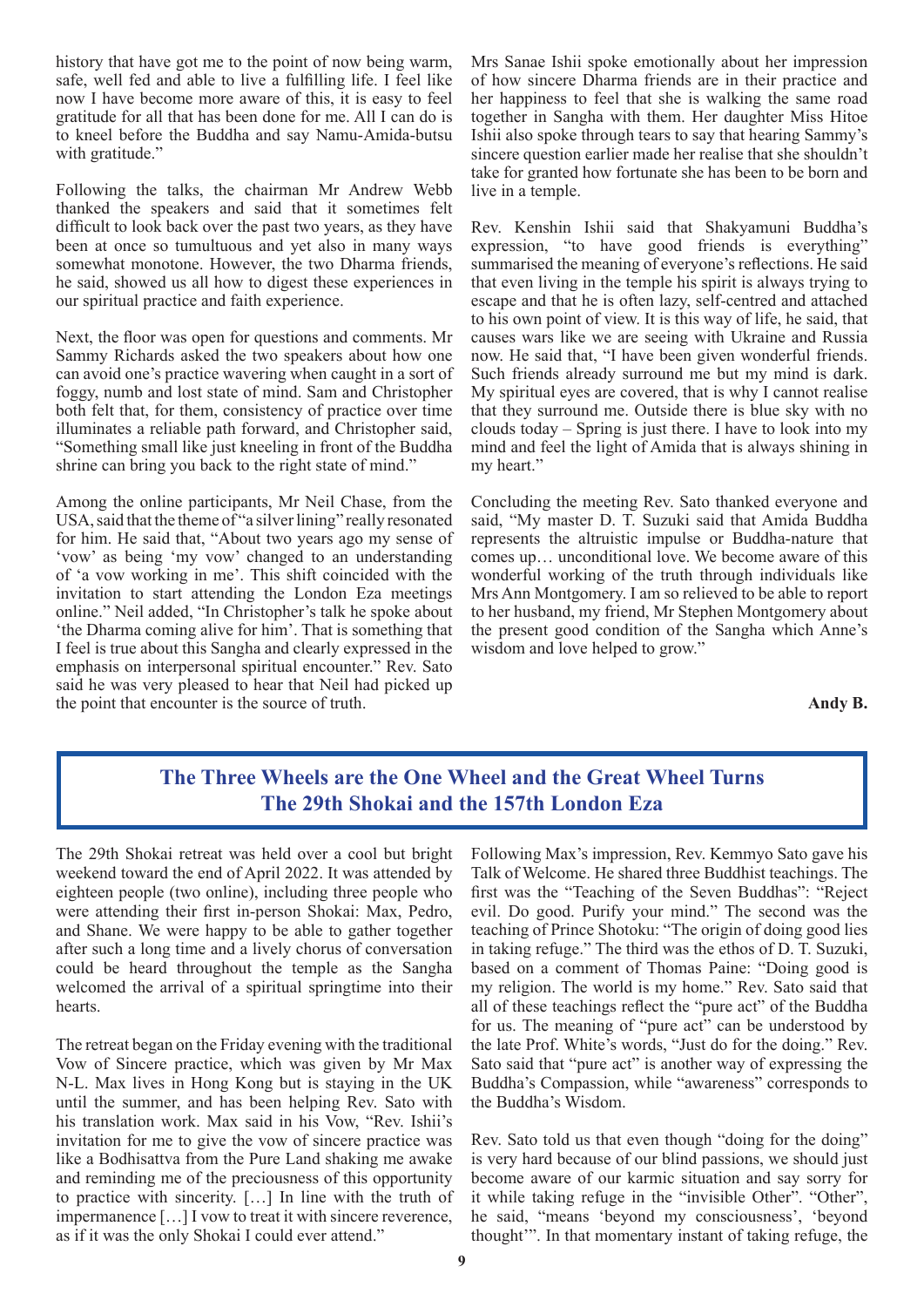history that have got me to the point of now being warm, safe, well fed and able to live a fulfilling life. I feel like now I have become more aware of this, it is easy to feel gratitude for all that has been done for me. All I can do is to kneel before the Buddha and say Namu-Amida-butsu with gratitude."

Following the talks, the chairman Mr Andrew Webb thanked the speakers and said that it sometimes felt difficult to look back over the past two years, as they have been at once so tumultuous and yet also in many ways somewhat monotone. However, the two Dharma friends, he said, showed us all how to digest these experiences in our spiritual practice and faith experience.

Next, the floor was open for questions and comments. Mr Sammy Richards asked the two speakers about how one can avoid one's practice wavering when caught in a sort of foggy, numb and lost state of mind. Sam and Christopher both felt that, for them, consistency of practice over time illuminates a reliable path forward, and Christopher said, "Something small like just kneeling in front of the Buddha shrine can bring you back to the right state of mind."

Among the online participants, Mr Neil Chase, from the USA, said that the theme of "a silver lining" really resonated for him. He said that, "About two years ago my sense of 'vow' as being 'my vow' changed to an understanding of 'a vow working in me'. This shift coincided with the invitation to start attending the London Eza meetings online." Neil added, "In Christopher's talk he spoke about 'the Dharma coming alive for him'. That is something that I feel is true about this Sangha and clearly expressed in the emphasis on interpersonal spiritual encounter." Rev. Sato said he was very pleased to hear that Neil had picked up the point that encounter is the source of truth.

Mrs Sanae Ishii spoke emotionally about her impression of how sincere Dharma friends are in their practice and her happiness to feel that she is walking the same road together in Sangha with them. Her daughter Miss Hitoe Ishii also spoke through tears to say that hearing Sammy's sincere question earlier made her realise that she shouldn't take for granted how fortunate she has been to be born and live in a temple.

Rev. Kenshin Ishii said that Shakyamuni Buddha's expression, "to have good friends is everything" summarised the meaning of everyone's reflections. He said that even living in the temple his spirit is always trying to escape and that he is often lazy, self-centred and attached to his own point of view. It is this way of life, he said, that causes wars like we are seeing with Ukraine and Russia now. He said that, "I have been given wonderful friends. Such friends already surround me but my mind is dark. My spiritual eyes are covered, that is why I cannot realise that they surround me. Outside there is blue sky with no clouds today – Spring is just there. I have to look into my mind and feel the light of Amida that is always shining in my heart."

Concluding the meeting Rev. Sato thanked everyone and said, "My master D. T. Suzuki said that Amida Buddha represents the altruistic impulse or Buddha-nature that comes up… unconditional love. We become aware of this wonderful working of the truth through individuals like Mrs Ann Montgomery. I am so relieved to be able to report to her husband, my friend, Mr Stephen Montgomery about the present good condition of the Sangha which Anne's wisdom and love helped to grow."

**Andy B.**

## The Three Wheels are the One Wheel and the Great Wheel Turns The 29th Shokai and the 157th London Eza

The 29th Shokai retreat was held over a cool but bright weekend toward the end of April 2022. It was attended by eighteen people (two online), including three people who were attending their first in-person Shokai: Max, Pedro, and Shane. We were happy to be able to gather together after such a long time and a lively chorus of conversation could be heard throughout the temple as the Sangha welcomed the arrival of a spiritual springtime into their hearts.

The retreat began on the Friday evening with the traditional Vow of Sincere practice, which was given by Mr Max N-L. Max lives in Hong Kong but is staying in the UK until the summer, and has been helping Rev. Sato with his translation work. Max said in his Vow, "Rev. Ishii's invitation for me to give the vow of sincere practice was like a Bodhisattva from the Pure Land shaking me awake and reminding me of the preciousness of this opportunity to practice with sincerity. […] In line with the truth of impermanence […] I vow to treat it with sincere reverence, as if it was the only Shokai I could ever attend."

Following Max's impression, Rev. Kemmyo Sato gave his Talk of Welcome. He shared three Buddhist teachings. The first was the "Teaching of the Seven Buddhas": "Reject evil. Do good. Purify your mind." The second was the teaching of Prince Shotoku: "The origin of doing good lies in taking refuge." The third was the ethos of D. T. Suzuki, based on a comment of Thomas Paine: "Doing good is my religion. The world is my home." Rev. Sato said that all of these teachings reflect the "pure act" of the Buddha for us. The meaning of "pure act" can be understood by the late Prof. White's words, "Just do for the doing." Rev. Sato said that "pure act" is another way of expressing the Buddha's Compassion, while "awareness" corresponds to the Buddha's Wisdom.

Rev. Sato told us that even though "doing for the doing" is very hard because of our blind passions, we should just become aware of our karmic situation and say sorry for it while taking refuge in the "invisible Other". "Other", he said, "means 'beyond my consciousness', 'beyond thought'". In that momentary instant of taking refuge, the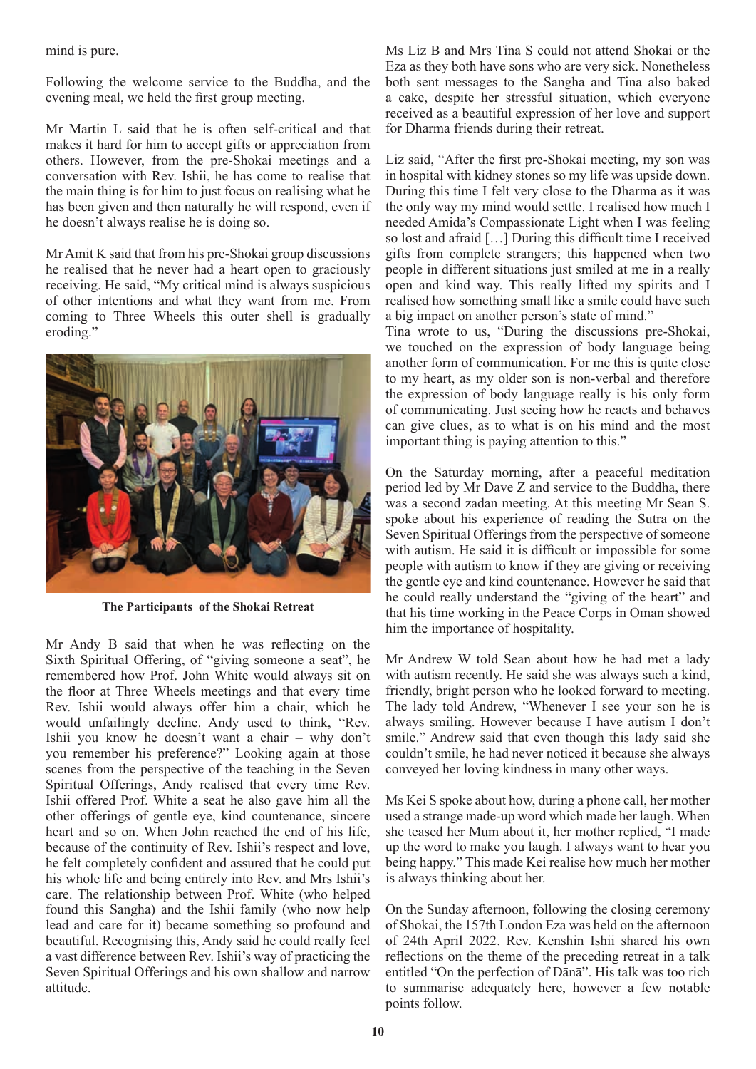mind is pure.

Following the welcome service to the Buddha, and the evening meal, we held the first group meeting.

Mr Martin L said that he is often self-critical and that makes it hard for him to accept gifts or appreciation from others. However, from the pre-Shokai meetings and a conversation with Rev. Ishii, he has come to realise that the main thing is for him to just focus on realising what he has been given and then naturally he will respond, even if he doesn't always realise he is doing so.

Mr Amit K said that from his pre-Shokai group discussions he realised that he never had a heart open to graciously receiving. He said, "My critical mind is always suspicious of other intentions and what they want from me. From coming to Three Wheels this outer shell is gradually eroding."

**The Participants of the Shokai Retreat**

Mr Andy B said that when he was reflecting on the Sixth Spiritual Offering, of "giving someone a seat", he remembered how Prof. John White would always sit on the floor at Three Wheels meetings and that every time Rev. Ishii would always offer him a chair, which he would unfailingly decline. Andy used to think, "Rev. Ishii you know he doesn't want a chair – why don't you remember his preference?" Looking again at those scenes from the perspective of the teaching in the Seven Spiritual Offerings, Andy realised that every time Rev. Ishii offered Prof. White a seat he also gave him all the other offerings of gentle eye, kind countenance, sincere heart and so on. When John reached the end of his life, because of the continuity of Rev. Ishii's respect and love, he felt completely confident and assured that he could put his whole life and being entirely into Rev. and Mrs Ishii's care. The relationship between Prof. White (who helped found this Sangha) and the Ishii family (who now help lead and care for it) became something so profound and beautiful. Recognising this, Andy said he could really feel a vast difference between Rev. Ishii's way of practicing the Seven Spiritual Offerings and his own shallow and narrow attitude.

Ms Liz B and Mrs Tina S could not attend Shokai or the Eza as they both have sons who are very sick. Nonetheless both sent messages to the Sangha and Tina also baked a cake, despite her stressful situation, which everyone received as a beautiful expression of her love and support for Dharma friends during their retreat.

Liz said, "After the first pre-Shokai meeting, my son was in hospital with kidney stones so my life was upside down. During this time I felt very close to the Dharma as it was the only way my mind would settle. I realised how much I needed Amida's Compassionate Light when I was feeling so lost and afraid […] During this difficult time I received gifts from complete strangers; this happened when two people in different situations just smiled at me in a really open and kind way. This really lifted my spirits and I realised how something small like a smile could have such a big impact on another person's state of mind."

Tina wrote to us, "During the discussions pre-Shokai, we touched on the expression of body language being another form of communication. For me this is quite close to my heart, as my older son is non-verbal and therefore the expression of body language really is his only form of communicating. Just seeing how he reacts and behaves can give clues, as to what is on his mind and the most important thing is paying attention to this."

On the Saturday morning, after a peaceful meditation period led by Mr Dave Z and service to the Buddha, there was a second zadan meeting. At this meeting Mr Sean S. spoke about his experience of reading the Sutra on the Seven Spiritual Offerings from the perspective of someone with autism. He said it is difficult or impossible for some people with autism to know if they are giving or receiving the gentle eye and kind countenance. However he said that he could really understand the "giving of the heart" and that his time working in the Peace Corps in Oman showed him the importance of hospitality.

Mr Andrew W told Sean about how he had met a lady with autism recently. He said she was always such a kind, friendly, bright person who he looked forward to meeting. The lady told Andrew, "Whenever I see your son he is always smiling. However because I have autism I don't smile." Andrew said that even though this lady said she couldn't smile, he had never noticed it because she always conveyed her loving kindness in many other ways.

Ms Kei S spoke about how, during a phone call, her mother used a strange made-up word which made her laugh. When she teased her Mum about it, her mother replied, "I made up the word to make you laugh. I always want to hear you being happy." This made Kei realise how much her mother is always thinking about her.

On the Sunday afternoon, following the closing ceremony of Shokai, the 157th London Eza was held on the afternoon of 24th April 2022. Rev. Kenshin Ishii shared his own reflections on the theme of the preceding retreat in a talk entitled "On the perfection of Dānā". His talk was too rich to summarise adequately here, however a few notable points follow.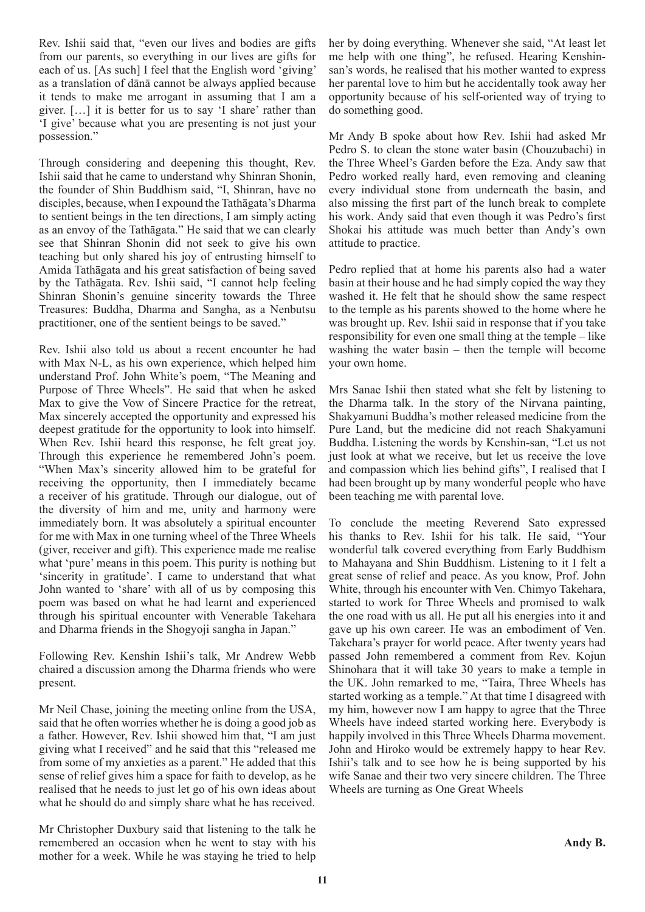Rev. Ishii said that, "even our lives and bodies are gifts from our parents, so everything in our lives are gifts for each of us. [As such] I feel that the English word 'giving' as a translation of dānā cannot be always applied because it tends to make me arrogant in assuming that I am a giver. […] it is better for us to say 'I share' rather than 'I give' because what you are presenting is not just your possession."

Through considering and deepening this thought, Rev. Ishii said that he came to understand why Shinran Shonin, the founder of Shin Buddhism said, "I, Shinran, have no disciples, because, when I expound the Tathāgata's Dharma to sentient beings in the ten directions, I am simply acting as an envoy of the Tathāgata." He said that we can clearly see that Shinran Shonin did not seek to give his own teaching but only shared his joy of entrusting himself to Amida Tathāgata and his great satisfaction of being saved by the Tathāgata. Rev. Ishii said, "I cannot help feeling Shinran Shonin's genuine sincerity towards the Three Treasures: Buddha, Dharma and Sangha, as a Nenbutsu practitioner, one of the sentient beings to be saved."

Rev. Ishii also told us about a recent encounter he had with Max N-L, as his own experience, which helped him understand Prof. John White's poem, "The Meaning and Purpose of Three Wheels". He said that when he asked Max to give the Vow of Sincere Practice for the retreat, Max sincerely accepted the opportunity and expressed his deepest gratitude for the opportunity to look into himself. When Rev. Ishii heard this response, he felt great joy. Through this experience he remembered John's poem. "When Max's sincerity allowed him to be grateful for receiving the opportunity, then I immediately became a receiver of his gratitude. Through our dialogue, out of the diversity of him and me, unity and harmony were immediately born. It was absolutely a spiritual encounter for me with Max in one turning wheel of the Three Wheels (giver, receiver and gift). This experience made me realise what 'pure' means in this poem. This purity is nothing but 'sincerity in gratitude'. I came to understand that what John wanted to 'share' with all of us by composing this poem was based on what he had learnt and experienced through his spiritual encounter with Venerable Takehara and Dharma friends in the Shogyoji sangha in Japan."

Following Rev. Kenshin Ishii's talk, Mr Andrew Webb chaired a discussion among the Dharma friends who were present.

Mr Neil Chase, joining the meeting online from the USA, said that he often worries whether he is doing a good job as a father. However, Rev. Ishii showed him that, "I am just giving what I received" and he said that this "released me from some of my anxieties as a parent." He added that this sense of relief gives him a space for faith to develop, as he realised that he needs to just let go of his own ideas about what he should do and simply share what he has received.

Mr Christopher Duxbury said that listening to the talk he remembered an occasion when he went to stay with his mother for a week. While he was staying he tried to help her by doing everything. Whenever she said, "At least let me help with one thing", he refused. Hearing Kenshin-san's words, he realised that his mother wanted to express her parental love to him but he accidentally took away her opportunity because of his self-oriented way of trying to do something good.

Mr Andy B spoke about how Rev. Ishii had asked Mr Pedro S. to clean the stone water basin (Chouzubachi) in the Three Wheel's Garden before the Eza. Andy saw that Pedro worked really hard, even removing and cleaning every individual stone from underneath the basin, and also missing the first part of the lunch break to complete his work. Andy said that even though it was Pedro's first Shokai his attitude was much better than Andy's own attitude to practice.

Pedro replied that at home his parents also had a water basin at their house and he had simply copied the way they washed it. He felt that he should show the same respect to the temple as his parents showed to the home where he was brought up. Rev. Ishii said in response that if you take responsibility for even one small thing at the temple – like washing the water basin – then the temple will become your own home.

Mrs Sanae Ishii then stated what she felt by listening to the Dharma talk. In the story of the Nirvana painting, Shakyamuni Buddha's mother released medicine from the Pure Land, but the medicine did not reach Shakyamuni Buddha. Listening the words by Kenshin-san, "Let us not just look at what we receive, but let us receive the love and compassion which lies behind gifts", I realised that I had been brought up by many wonderful people who have been teaching me with parental love.

To conclude the meeting Reverend Sato expressed his thanks to Rev. Ishii for his talk. He said, "Your wonderful talk covered everything from Early Buddhism to Mahayana and Shin Buddhism. Listening to it I felt a great sense of relief and peace. As you know, Prof. John White, through his encounter with Ven. Chimyo Takehara, started to work for Three Wheels and promised to walk the one road with us all. He put all his energies into it and gave up his own career. He was an embodiment of Ven. Takehara's prayer for world peace. After twenty years had passed John remembered a comment from Rev. Kojun Shinohara that it will take 30 years to make a temple in the UK. John remarked to me, "Taira, Three Wheels has started working as a temple." At that time I disagreed with my him, however now I am happy to agree that the Three Wheels have indeed started working here. Everybody is happily involved in this Three Wheels Dharma movement. John and Hiroko would be extremely happy to hear Rev. Ishii's talk and to see how he is being supported by his wife Sanae and their two very sincere children. The Three Wheels are turning as One Great Wheels

**Andy B.**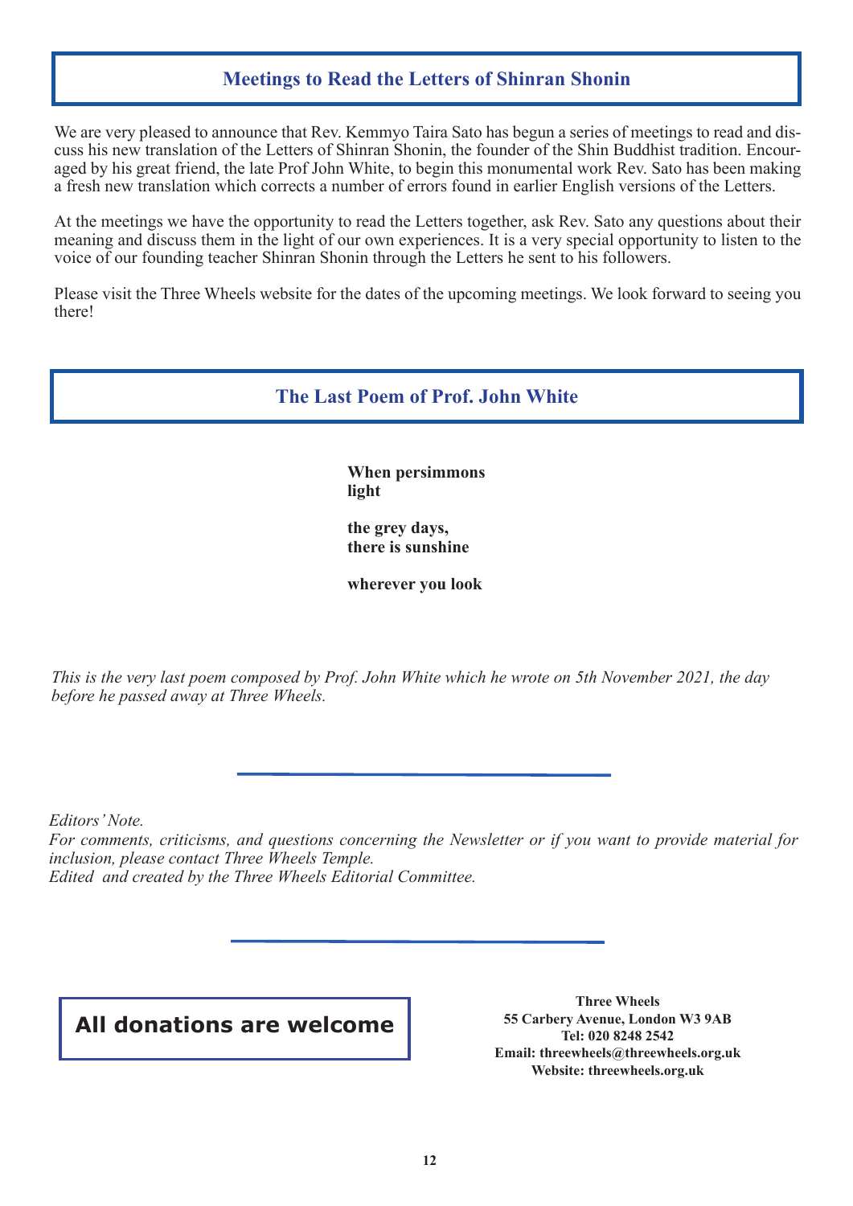## Meetings to Read the Letters of Shinran Shonin

We are very pleased to announce that Rev. Kemmyo Taira Sato has begun a series of meetings to read and discuss his new translation of the Letters of Shinran Shonin, the founder of the Shin Buddhist tradition. Encouraged by his great friend, the late Prof John White, to begin this monumental work Rev. Sato has been making a fresh new translation which corrects a number of errors found in earlier English versions of the Letters.

At the meetings we have the opportunity to read the Letters together, ask Rev. Sato any questions about their meaning and discuss them in the light of our own experiences. It is a very special opportunity to listen to the voice of our founding teacher Shinran Shonin through the Letters he sent to his followers.

Please visit the Three Wheels website for the dates of the upcoming meetings. We look forward to seeing you there!

## The Last Poem of Prof. John White

**When persimmons**
**light**

**the grey days,**
**there is sunshine**

**wherever you look**

*This is the very last poem composed by Prof. John White which he wrote on 5th November 2021, the day before he passed away at Three Wheels.*

---

*Editors' Note.*
*For comments, criticisms, and questions concerning the Newsletter or if you want to provide material for inclusion, please contact Three Wheels Temple.*
*Edited and created by the Three Wheels Editorial Committee.*

---

**All donations are welcome**

**Three Wheels**
**55 Carbery Avenue, London W3 9AB**
**Tel: 020 8248 2542**
**Email: threewheels@threewheels.org.uk**
**Website: threewheels.org.uk**